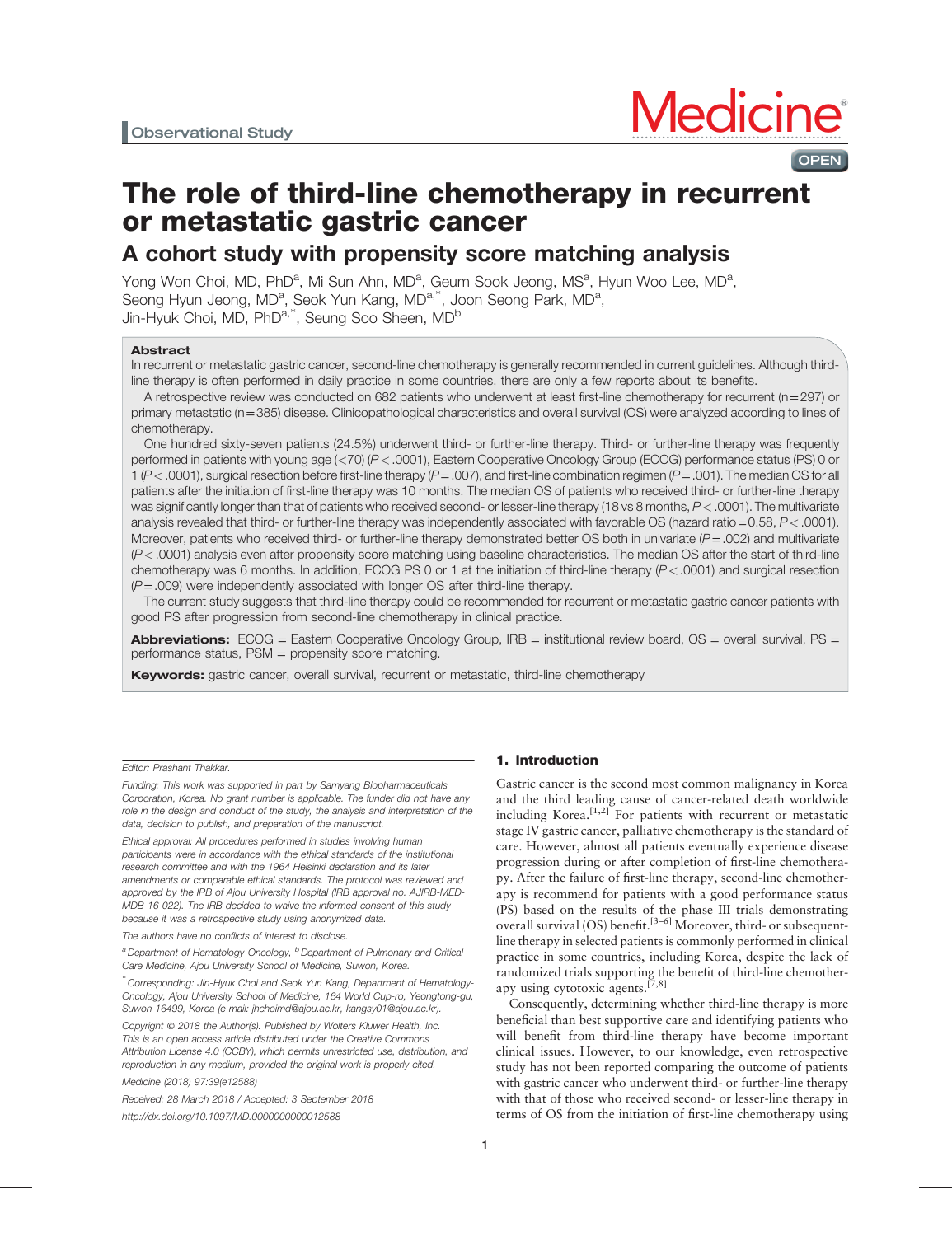Observational Study

# The role of third-line chemotherapy in recurrent or metastatic gastric cancer

## A cohort study with propensity score matching analysis

Yong Won Choi, MD, PhD[a], Mi Sun Ahn, MD[a], Geum Sook Jeong, MS[a], Hyun Woo Lee, MD[a], Seong Hyun Jeong, MD[a], Seok Yun Kang, MD[a,*], Joon Seong Park, MD[a], Jin-Hyuk Choi, MD, PhD[a,*], Seung Soo Sheen, MD[b]

### Abstract

In recurrent or metastatic gastric cancer, second-line chemotherapy is generally recommended in current guidelines. Although third-line therapy is often performed in daily practice in some countries, there are only a few reports about its benefits.

A retrospective review was conducted on 682 patients who underwent at least first-line chemotherapy for recurrent (n=297) or primary metastatic (n=385) disease. Clinicopathological characteristics and overall survival (OS) were analyzed according to lines of chemotherapy.

One hundred sixty-seven patients (24.5%) underwent third- or further-line therapy. Third- or further-line therapy was frequently performed in patients with young age (<70) ($P<.0001$), Eastern Cooperative Oncology Group (ECOG) performance status (PS) 0 or 1 ($P<.0001$), surgical resection before first-line therapy ($P=.007$), and first-line combination regimen ($P=.001$). The median OS for all patients after the initiation of first-line therapy was 10 months. The median OS of patients who received third- or further-line therapy was significantly longer than that of patients who received second- or lesser-line therapy (18 vs 8 months, $P<.0001$). The multivariate analysis revealed that third- or further-line therapy was independently associated with favorable OS (hazard ratio=0.58, $P<.0001$). Moreover, patients who received third- or further-line therapy demonstrated better OS both in univariate ($P=.002$) and multivariate ($P<.0001$) analysis even after propensity score matching using baseline characteristics. The median OS after the start of third-line chemotherapy was 6 months. In addition, ECOG PS 0 or 1 at the initiation of third-line therapy ($P<.0001$) and surgical resection ($P=.009$) were independently associated with longer OS after third-line therapy.

The current study suggests that third-line therapy could be recommended for recurrent or metastatic gastric cancer patients with good PS after progression from second-line chemotherapy in clinical practice.

**Abbreviations:** ECOG = Eastern Cooperative Oncology Group, IRB = institutional review board, OS = overall survival, PS = performance status, PSM = propensity score matching.

**Keywords:** gastric cancer, overall survival, recurrent or metastatic, third-line chemotherapy

Editor: Prashant Thakkar.

Funding: This work was supported in part by Samyang Biopharmaceuticals Corporation, Korea. No grant number is applicable. The funder did not have any role in the design and conduct of the study, the analysis and interpretation of the data, decision to publish, and preparation of the manuscript.

Ethical approval: All procedures performed in studies involving human participants were in accordance with the ethical standards of the institutional research committee and with the 1964 Helsinki declaration and its later amendments or comparable ethical standards. The protocol was reviewed and approved by the IRB of Ajou University Hospital (IRB approval no. AJIRB-MED-MDB-16-022). The IRB decided to waive the informed consent of this study because it was a retrospective study using anonymized data.

The authors have no conflicts of interest to disclose.

[a] Department of Hematology-Oncology, [b] Department of Pulmonary and Critical Care Medicine, Ajou University School of Medicine, Suwon, Korea.

[*] Corresponding: Jin-Hyuk Choi and Seok Yun Kang, Department of Hematology-Oncology, Ajou University School of Medicine, 164 World Cup-ro, Yeongtong-gu, Suwon 16499, Korea (e-mail: jhchoimd@ajou.ac.kr, kangsy01@ajou.ac.kr).

Copyright © 2018 the Author(s). Published by Wolters Kluwer Health, Inc. This is an open access article distributed under the Creative Commons Attribution License 4.0 (CCBY), which permits unrestricted use, distribution, and reproduction in any medium, provided the original work is properly cited.

Medicine (2018) 97:39(e12588)

Received: 28 March 2018 / Accepted: 3 September 2018

http://dx.doi.org/10.1097/MD.0000000000012588

## 1. Introduction

Gastric cancer is the second most common malignancy in Korea and the third leading cause of cancer-related death worldwide including Korea.[1,2] For patients with recurrent or metastatic stage IV gastric cancer, palliative chemotherapy is the standard of care. However, almost all patients eventually experience disease progression during or after completion of first-line chemotherapy. After the failure of first-line therapy, second-line chemotherapy is recommend for patients with a good performance status (PS) based on the results of the phase III trials demonstrating overall survival (OS) benefit.[3–6] Moreover, third- or subsequent-line therapy in selected patients is commonly performed in clinical practice in some countries, including Korea, despite the lack of randomized trials supporting the benefit of third-line chemotherapy using cytotoxic agents.[7,8]

Consequently, determining whether third-line therapy is more beneficial than best supportive care and identifying patients who will benefit from third-line therapy have become important clinical issues. However, to our knowledge, even retrospective study has not been reported comparing the outcome of patients with gastric cancer who underwent third- or further-line therapy with that of those who received second- or lesser-line therapy in terms of OS from the initiation of first-line chemotherapy using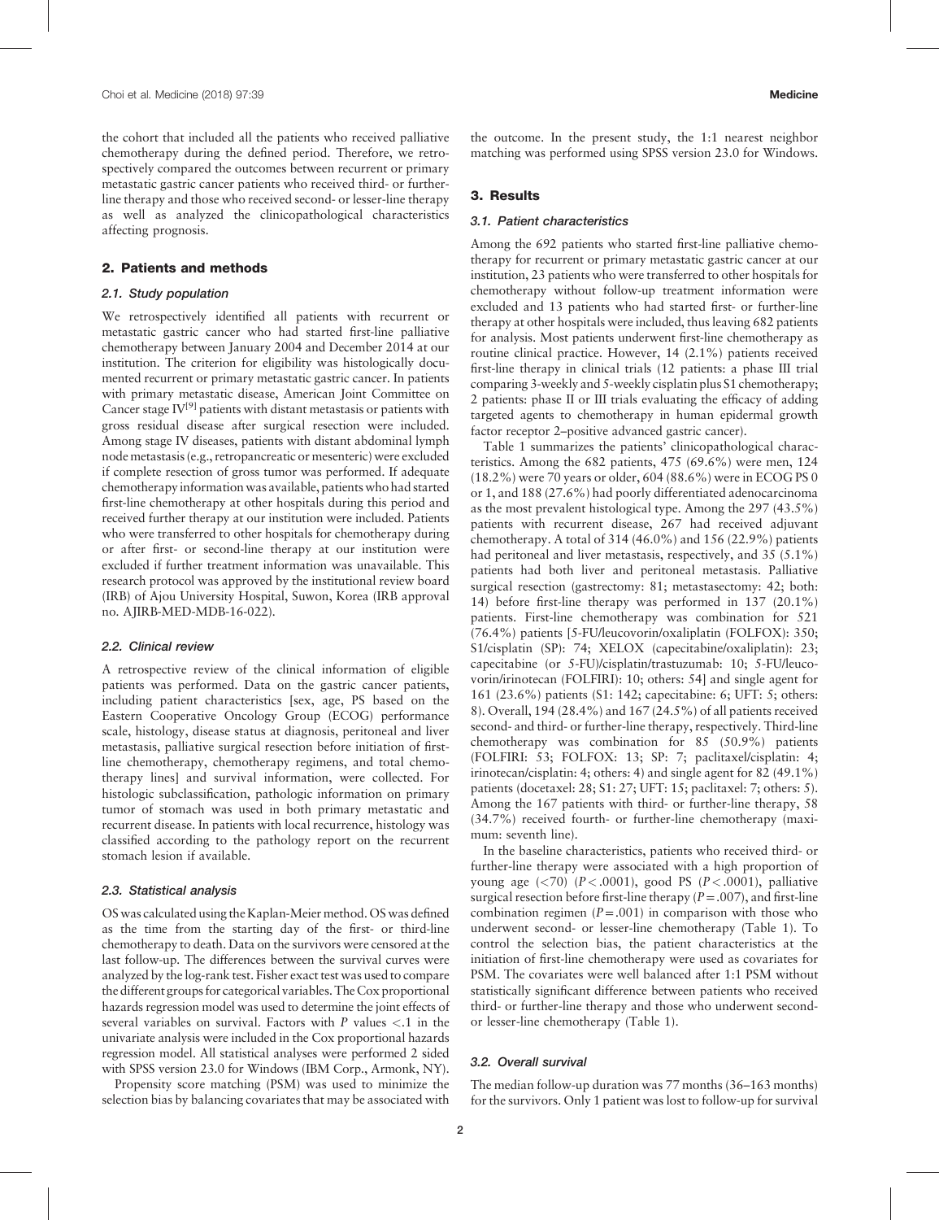the cohort that included all the patients who received palliative chemotherapy during the defined period. Therefore, we retrospectively compared the outcomes between recurrent or primary metastatic gastric cancer patients who received third- or further-line therapy and those who received second- or lesser-line therapy as well as analyzed the clinicopathological characteristics affecting prognosis.

## 2. Patients and methods

### 2.1. Study population

We retrospectively identified all patients with recurrent or metastatic gastric cancer who had started first-line palliative chemotherapy between January 2004 and December 2014 at our institution. The criterion for eligibility was histologically documented recurrent or primary metastatic gastric cancer. In patients with primary metastatic disease, American Joint Committee on Cancer stage IV[9] patients with distant metastasis or patients with gross residual disease after surgical resection were included. Among stage IV diseases, patients with distant abdominal lymph node metastasis (e.g., retropancreatic or mesenteric) were excluded if complete resection of gross tumor was performed. If adequate chemotherapy information was available, patients who had started first-line chemotherapy at other hospitals during this period and received further therapy at our institution were included. Patients who were transferred to other hospitals for chemotherapy during or after first- or second-line therapy at our institution were excluded if further treatment information was unavailable. This research protocol was approved by the institutional review board (IRB) of Ajou University Hospital, Suwon, Korea (IRB approval no. AJIRB-MED-MDB-16-022).

### 2.2. Clinical review

A retrospective review of the clinical information of eligible patients was performed. Data on the gastric cancer patients, including patient characteristics [sex, age, PS based on the Eastern Cooperative Oncology Group (ECOG) performance scale, histology, disease status at diagnosis, peritoneal and liver metastasis, palliative surgical resection before initiation of first-line chemotherapy, chemotherapy regimens, and total chemotherapy lines] and survival information, were collected. For histologic subclassification, pathologic information on primary tumor of stomach was used in both primary metastatic and recurrent disease. In patients with local recurrence, histology was classified according to the pathology report on the recurrent stomach lesion if available.

### 2.3. Statistical analysis

OS was calculated using the Kaplan-Meier method. OS was defined as the time from the starting day of the first- or third-line chemotherapy to death. Data on the survivors were censored at the last follow-up. The differences between the survival curves were analyzed by the log-rank test. Fisher exact test was used to compare the different groups for categorical variables. The Cox proportional hazards regression model was used to determine the joint effects of several variables on survival. Factors with $P$ values $<.1$ in the univariate analysis were included in the Cox proportional hazards regression model. All statistical analyses were performed 2 sided with SPSS version 23.0 for Windows (IBM Corp., Armonk, NY).

Propensity score matching (PSM) was used to minimize the selection bias by balancing covariates that may be associated with the outcome. In the present study, the 1:1 nearest neighbor matching was performed using SPSS version 23.0 for Windows.

## 3. Results

### 3.1. Patient characteristics

Among the 692 patients who started first-line palliative chemotherapy for recurrent or primary metastatic gastric cancer at our institution, 23 patients who were transferred to other hospitals for chemotherapy without follow-up treatment information were excluded and 13 patients who had started first- or further-line therapy at other hospitals were included, thus leaving 682 patients for analysis. Most patients underwent first-line chemotherapy as routine clinical practice. However, 14 (2.1%) patients received first-line therapy in clinical trials (12 patients: a phase III trial comparing 3-weekly and 5-weekly cisplatin plus S1 chemotherapy; 2 patients: phase II or III trials evaluating the efficacy of adding targeted agents to chemotherapy in human epidermal growth factor receptor 2–positive advanced gastric cancer).

Table 1 summarizes the patients' clinicopathological characteristics. Among the 682 patients, 475 (69.6%) were men, 124 (18.2%) were 70 years or older, 604 (88.6%) were in ECOG PS 0 or 1, and 188 (27.6%) had poorly differentiated adenocarcinoma as the most prevalent histological type. Among the 297 (43.5%) patients with recurrent disease, 267 had received adjuvant chemotherapy. A total of 314 (46.0%) and 156 (22.9%) patients had peritoneal and liver metastasis, respectively, and 35 (5.1%) patients had both liver and peritoneal metastasis. Palliative surgical resection (gastrectomy: 81; metastasectomy: 42; both: 14) before first-line therapy was performed in 137 (20.1%) patients. First-line chemotherapy was combination for 521 (76.4%) patients [5-FU/leucovorin/oxaliplatin (FOLFOX): 350; S1/cisplatin (SP): 74; XELOX (capecitabine/oxaliplatin): 23; capecitabine (or 5-FU)/cisplatin/trastuzumab: 10; 5-FU/leucovorin/irinotecan (FOLFIRI): 10; others: 54] and single agent for 161 (23.6%) patients (S1: 142; capecitabine: 6; UFT: 5; others: 8). Overall, 194 (28.4%) and 167 (24.5%) of all patients received second- and third- or further-line therapy, respectively. Third-line chemotherapy was combination for 85 (50.9%) patients (FOLFIRI: 53; FOLFOX: 13; SP: 7; paclitaxel/cisplatin: 4; irinotecan/cisplatin: 4; others: 4) and single agent for 82 (49.1%) patients (docetaxel: 28; S1: 27; UFT: 15; paclitaxel: 7; others: 5). Among the 167 patients with third- or further-line therapy, 58 (34.7%) received fourth- or further-line chemotherapy (maximum: seventh line).

In the baseline characteristics, patients who received third- or further-line therapy were associated with a high proportion of young age (<70) ($P<.0001$), good PS ($P<.0001$), palliative surgical resection before first-line therapy ($P=.007$), and first-line combination regimen ($P=.001$) in comparison with those who underwent second- or lesser-line chemotherapy (Table 1). To control the selection bias, the patient characteristics at the initiation of first-line chemotherapy were used as covariates for PSM. The covariates were well balanced after 1:1 PSM without statistically significant difference between patients who received third- or further-line therapy and those who underwent second- or lesser-line chemotherapy (Table 1).

### 3.2. Overall survival

The median follow-up duration was 77 months (36–163 months) for the survivors. Only 1 patient was lost to follow-up for survival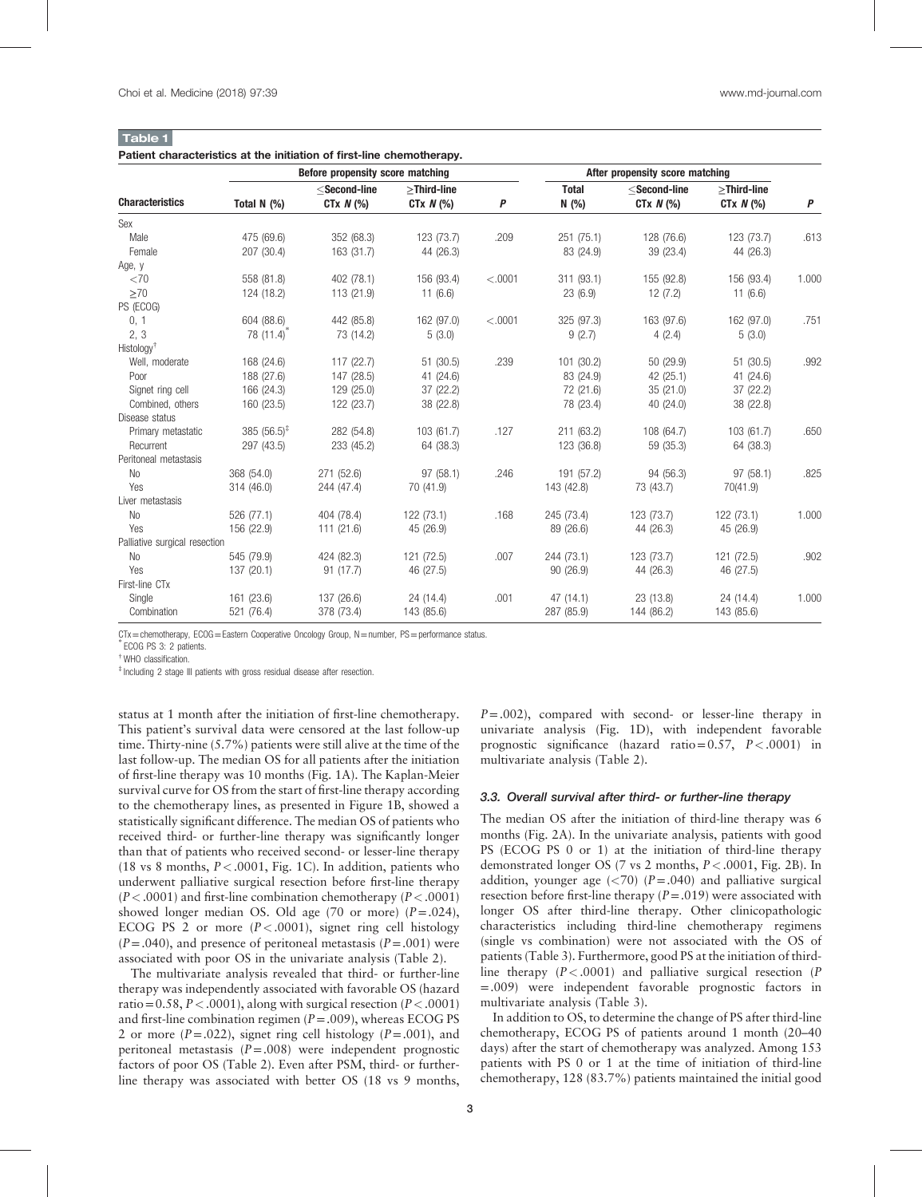**Table 1**

**Patient characteristics at the initiation of first-line chemotherapy.**

| Characteristics | Before propensity score matching | | | | After propensity score matching | | | |
|---|---|---|---|---|---|---|---|---|
| | Total N (%) | ≤Second-line CTx *N* (%) | ≥Third-line CTx *N* (%) | *P* | Total N (%) | ≤Second-line CTx *N* (%) | ≥Third-line CTx *N* (%) | *P* |
| Sex | | | | | | | | |
| Male | 475 (69.6) | 352 (68.3) | 123 (73.7) | .209 | 251 (75.1) | 128 (76.6) | 123 (73.7) | .613 |
| Female | 207 (30.4) | 163 (31.7) | 44 (26.3) | | 83 (24.9) | 39 (23.4) | 44 (26.3) | |
| Age, y | | | | | | | | |
| <70 | 558 (81.8) | 402 (78.1) | 156 (93.4) | <.0001 | 311 (93.1) | 155 (92.8) | 156 (93.4) | 1.000 |
| ≥70 | 124 (18.2) | 113 (21.9) | 11 (6.6) | | 23 (6.9) | 12 (7.2) | 11 (6.6) | |
| PS (ECOG) | | | | | | | | |
| 0, 1 | 604 (88.6) | 442 (85.8) | 162 (97.0) | <.0001 | 325 (97.3) | 163 (97.6) | 162 (97.0) | .751 |
| 2, 3 | 78 (11.4)* | 73 (14.2) | 5 (3.0) | | 9 (2.7) | 4 (2.4) | 5 (3.0) | |
| Histology† | | | | | | | | |
| Well, moderate | 168 (24.6) | 117 (22.7) | 51 (30.5) | .239 | 101 (30.2) | 50 (29.9) | 51 (30.5) | .992 |
| Poor | 188 (27.6) | 147 (28.5) | 41 (24.6) | | 83 (24.9) | 42 (25.1) | 41 (24.6) | |
| Signet ring cell | 166 (24.3) | 129 (25.0) | 37 (22.2) | | 72 (21.6) | 35 (21.0) | 37 (22.2) | |
| Combined, others | 160 (23.5) | 122 (23.7) | 38 (22.8) | | 78 (23.4) | 40 (24.0) | 38 (22.8) | |
| Disease status | | | | | | | | |
| Primary metastatic | 385 (56.5)‡ | 282 (54.8) | 103 (61.7) | .127 | 211 (63.2) | 108 (64.7) | 103 (61.7) | .650 |
| Recurrent | 297 (43.5) | 233 (45.2) | 64 (38.3) | | 123 (36.8) | 59 (35.3) | 64 (38.3) | |
| Peritoneal metastasis | | | | | | | | |
| No | 368 (54.0) | 271 (52.6) | 97 (58.1) | .246 | 191 (57.2) | 94 (56.3) | 97 (58.1) | .825 |
| Yes | 314 (46.0) | 244 (47.4) | 70 (41.9) | | 143 (42.8) | 73 (43.7) | 70(41.9) | |
| Liver metastasis | | | | | | | | |
| No | 526 (77.1) | 404 (78.4) | 122 (73.1) | .168 | 245 (73.4) | 123 (73.7) | 122 (73.1) | 1.000 |
| Yes | 156 (22.9) | 111 (21.6) | 45 (26.9) | | 89 (26.6) | 44 (26.3) | 45 (26.9) | |
| Palliative surgical resection | | | | | | | | |
| No | 545 (79.9) | 424 (82.3) | 121 (72.5) | .007 | 244 (73.1) | 123 (73.7) | 121 (72.5) | .902 |
| Yes | 137 (20.1) | 91 (17.7) | 46 (27.5) | | 90 (26.9) | 44 (26.3) | 46 (27.5) | |
| First-line CTx | | | | | | | | |
| Single | 161 (23.6) | 137 (26.6) | 24 (14.4) | .001 | 47 (14.1) | 23 (13.8) | 24 (14.4) | 1.000 |
| Combination | 521 (76.4) | 378 (73.4) | 143 (85.6) | | 287 (85.9) | 144 (86.2) | 143 (85.6) | |

CTx = chemotherapy, ECOG = Eastern Cooperative Oncology Group, N = number, PS = performance status.
* ECOG PS 3: 2 patients.
† WHO classification.
‡ Including 2 stage III patients with gross residual disease after resection.

status at 1 month after the initiation of first-line chemotherapy. This patient's survival data were censored at the last follow-up time. Thirty-nine (5.7%) patients were still alive at the time of the last follow-up. The median OS for all patients after the initiation of first-line therapy was 10 months (Fig. 1A). The Kaplan-Meier survival curve for OS from the start of first-line therapy according to the chemotherapy lines, as presented in Figure 1B, showed a statistically significant difference. The median OS of patients who received third- or further-line therapy was significantly longer than that of patients who received second- or lesser-line therapy (18 vs 8 months, $P < .0001$, Fig. 1C). In addition, patients who underwent palliative surgical resection before first-line therapy ($P < .0001$) and first-line combination chemotherapy ($P < .0001$) showed longer median OS. Old age (70 or more) ($P = .024$), ECOG PS 2 or more ($P < .0001$), signet ring cell histology ($P = .040$), and presence of peritoneal metastasis ($P = .001$) were associated with poor OS in the univariate analysis (Table 2).

The multivariate analysis revealed that third- or further-line therapy was independently associated with favorable OS (hazard ratio = 0.58, $P < .0001$), along with surgical resection ($P < .0001$) and first-line combination regimen ($P = .009$), whereas ECOG PS 2 or more ($P = .022$), signet ring cell histology ($P = .001$), and peritoneal metastasis ($P = .008$) were independent prognostic factors of poor OS (Table 2). Even after PSM, third- or further-line therapy was associated with better OS (18 vs 9 months, $P = .002$), compared with second- or lesser-line therapy in univariate analysis (Fig. 1D), with independent favorable prognostic significance (hazard ratio = 0.57, $P < .0001$) in multivariate analysis (Table 2).

### 3.3. Overall survival after third- or further-line therapy

The median OS after the initiation of third-line therapy was 6 months (Fig. 2A). In the univariate analysis, patients with good PS (ECOG PS 0 or 1) at the initiation of third-line therapy demonstrated longer OS (7 vs 2 months, $P < .0001$, Fig. 2B). In addition, younger age (<70) ($P = .040$) and palliative surgical resection before first-line therapy ($P = .019$) were associated with longer OS after third-line therapy. Other clinicopathologic characteristics including third-line chemotherapy regimens (single vs combination) were not associated with the OS of patients (Table 3). Furthermore, good PS at the initiation of third-line therapy ($P < .0001$) and palliative surgical resection ($P = .009$) were independent favorable prognostic factors in multivariate analysis (Table 3).

In addition to OS, to determine the change of PS after third-line chemotherapy, ECOG PS of patients around 1 month (20–40 days) after the start of chemotherapy was analyzed. Among 153 patients with PS 0 or 1 at the time of initiation of third-line chemotherapy, 128 (83.7%) patients maintained the initial good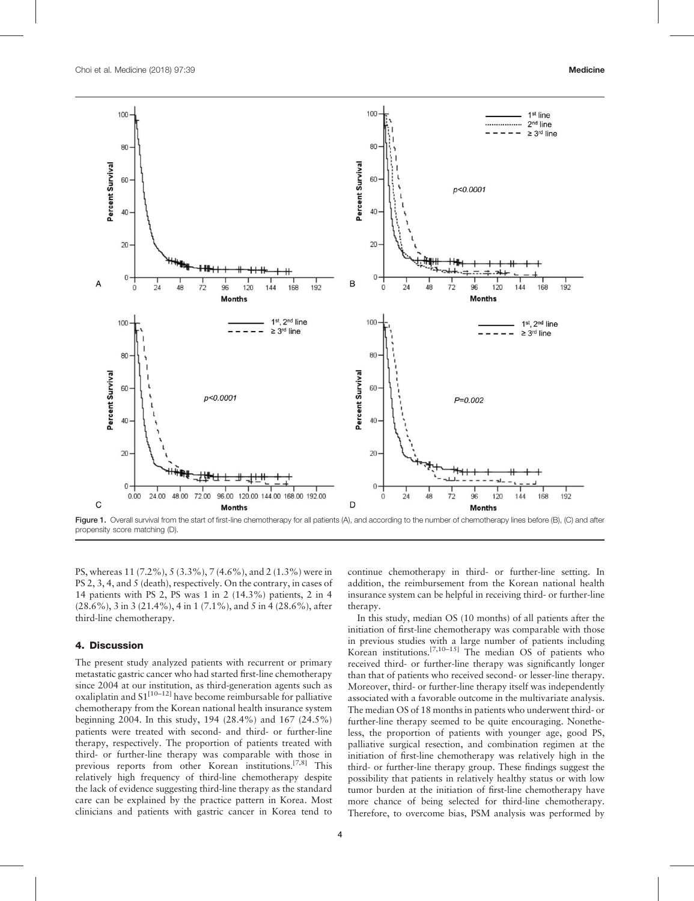Figure 1. Overall survival from the start of first-line chemotherapy for all patients (A), and according to the number of chemotherapy lines before (B), (C) and after propensity score matching (D).

PS, whereas 11 (7.2%), 5 (3.3%), 7 (4.6%), and 2 (1.3%) were in PS 2, 3, 4, and 5 (death), respectively. On the contrary, in cases of 14 patients with PS 2, PS was 1 in 2 (14.3%) patients, 2 in 4 (28.6%), 3 in 3 (21.4%), 4 in 1 (7.1%), and 5 in 4 (28.6%), after third-line chemotherapy.

## 4. Discussion

The present study analyzed patients with recurrent or primary metastatic gastric cancer who had started first-line chemotherapy since 2004 at our institution, as third-generation agents such as oxaliplatin and S1[10–12] have become reimbursable for palliative chemotherapy from the Korean national health insurance system beginning 2004. In this study, 194 (28.4%) and 167 (24.5%) patients were treated with second- and third- or further-line therapy, respectively. The proportion of patients treated with third- or further-line therapy was comparable with those in previous reports from other Korean institutions.[7,8] This relatively high frequency of third-line chemotherapy despite the lack of evidence suggesting third-line therapy as the standard care can be explained by the practice pattern in Korea. Most clinicians and patients with gastric cancer in Korea tend to continue chemotherapy in third- or further-line setting. In addition, the reimbursement from the Korean national health insurance system can be helpful in receiving third- or further-line therapy.

In this study, median OS (10 months) of all patients after the initiation of first-line chemotherapy was comparable with those in previous studies with a large number of patients including Korean institutions.[7,10–15] The median OS of patients who received third- or further-line therapy was significantly longer than that of patients who received second- or lesser-line therapy. Moreover, third- or further-line therapy itself was independently associated with a favorable outcome in the multivariate analysis. The median OS of 18 months in patients who underwent third- or further-line therapy seemed to be quite encouraging. Nonetheless, the proportion of patients with younger age, good PS, palliative surgical resection, and combination regimen at the initiation of first-line chemotherapy was relatively high in the third- or further-line therapy group. These findings suggest the possibility that patients in relatively healthy status or with low tumor burden at the initiation of first-line chemotherapy have more chance of being selected for third-line chemotherapy. Therefore, to overcome bias, PSM analysis was performed by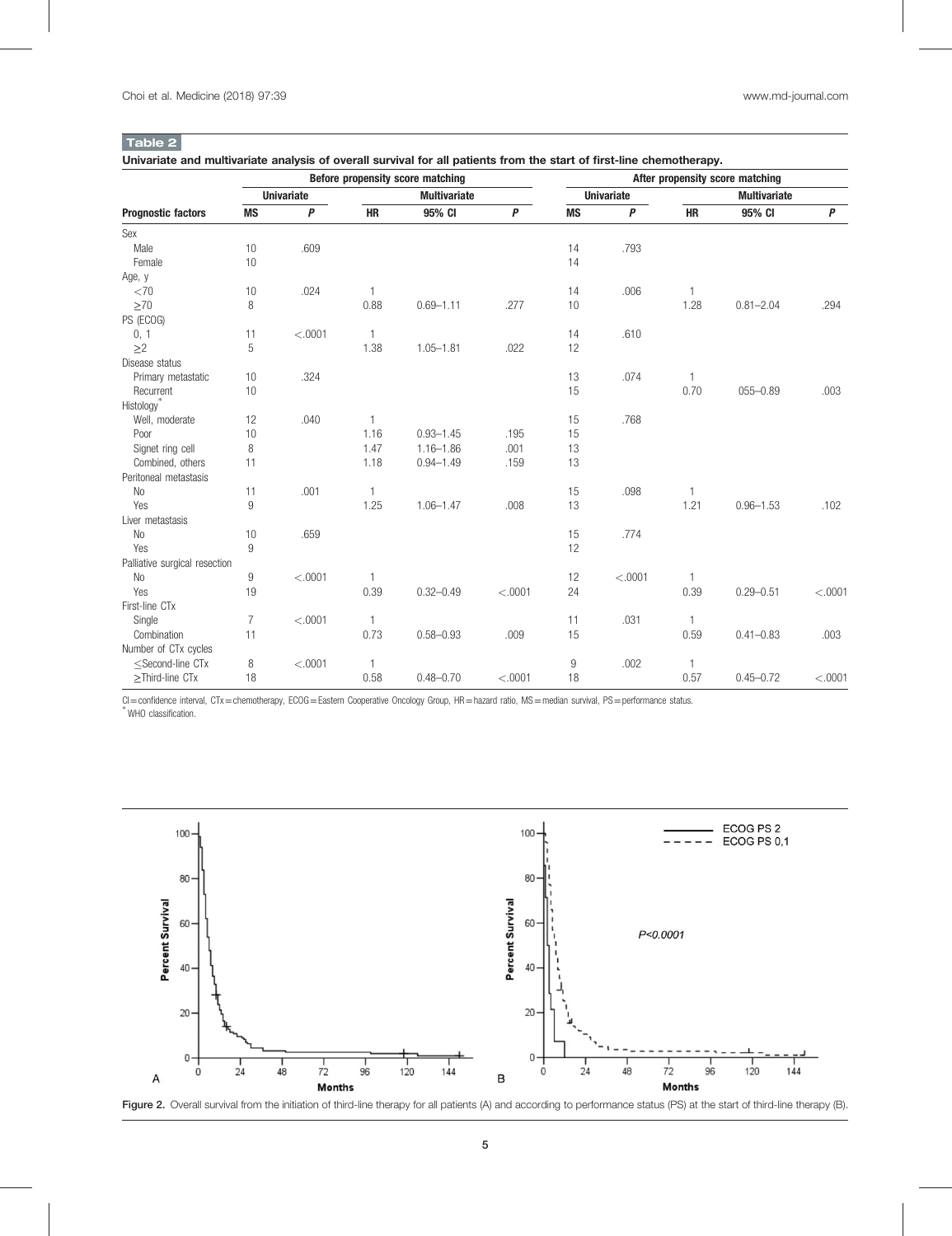**Table 2**

**Univariate and multivariate analysis of overall survival for all patients from the start of first-line chemotherapy.**

| | Before propensity score matching | | | | | After propensity score matching | | | | |
|---|---|---|---|---|---|---|---|---|---|---|
| | Univariate | | Multivariate | | | Univariate | | Multivariate | | |
| **Prognostic factors** | **MS** | ***P*** | **HR** | **95% CI** | ***P*** | **MS** | ***P*** | **HR** | **95% CI** | ***P*** |
| Sex | | | | | | | | | | |
| Male | 10 | .609 | | | | 14 | .793 | | | |
| Female | 10 | | | | | 14 | | | | |
| Age, y | | | | | | | | | | |
| <70 | 10 | .024 | 1 | | | 14 | .006 | 1 | | |
| ≥70 | 8 | | 0.88 | 0.69–1.11 | .277 | 10 | | 1.28 | 0.81–2.04 | .294 |
| PS (ECOG) | | | | | | | | | | |
| 0, 1 | 11 | <.0001 | 1 | | | 14 | .610 | | | |
| ≥2 | 5 | | 1.38 | 1.05–1.81 | .022 | 12 | | | | |
| Disease status | | | | | | | | | | |
| Primary metastatic | 10 | .324 | | | | 13 | .074 | 1 | | |
| Recurrent | 10 | | | | | 15 | | 0.70 | 055–0.89 | .003 |
| Histology* | | | | | | | | | | |
| Well, moderate | 12 | .040 | 1 | | | 15 | .768 | | | |
| Poor | 10 | | 1.16 | 0.93–1.45 | .195 | 15 | | | | |
| Signet ring cell | 8 | | 1.47 | 1.16–1.86 | .001 | 13 | | | | |
| Combined, others | 11 | | 1.18 | 0.94–1.49 | .159 | 13 | | | | |
| Peritoneal metastasis | | | | | | | | | | |
| No | 11 | .001 | 1 | | | 15 | .098 | 1 | | |
| Yes | 9 | | 1.25 | 1.06–1.47 | .008 | 13 | | 1.21 | 0.96–1.53 | .102 |
| Liver metastasis | | | | | | | | | | |
| No | 10 | .659 | | | | 15 | .774 | | | |
| Yes | 9 | | | | | 12 | | | | |
| Palliative surgical resection | | | | | | | | | | |
| No | 9 | <.0001 | 1 | | | 12 | <.0001 | 1 | | |
| Yes | 19 | | 0.39 | 0.32–0.49 | <.0001 | 24 | | 0.39 | 0.29–0.51 | <.0001 |
| First-line CTx | | | | | | | | | | |
| Single | 7 | <.0001 | 1 | | | 11 | .031 | 1 | | |
| Combination | 11 | | 0.73 | 0.58–0.93 | .009 | 15 | | 0.59 | 0.41–0.83 | .003 |
| Number of CTx cycles | | | | | | | | | | |
| ≤Second-line CTx | 8 | <.0001 | 1 | | | 9 | .002 | 1 | | |
| ≥Third-line CTx | 18 | | 0.58 | 0.48–0.70 | <.0001 | 18 | | 0.57 | 0.45–0.72 | <.0001 |

CI = confidence interval, CTx = chemotherapy, ECOG = Eastern Cooperative Oncology Group, HR = hazard ratio, MS = median survival, PS = performance status.
\* WHO classification.

Figure 2. Overall survival from the initiation of third-line therapy for all patients (A) and according to performance status (PS) at the start of third-line therapy (B).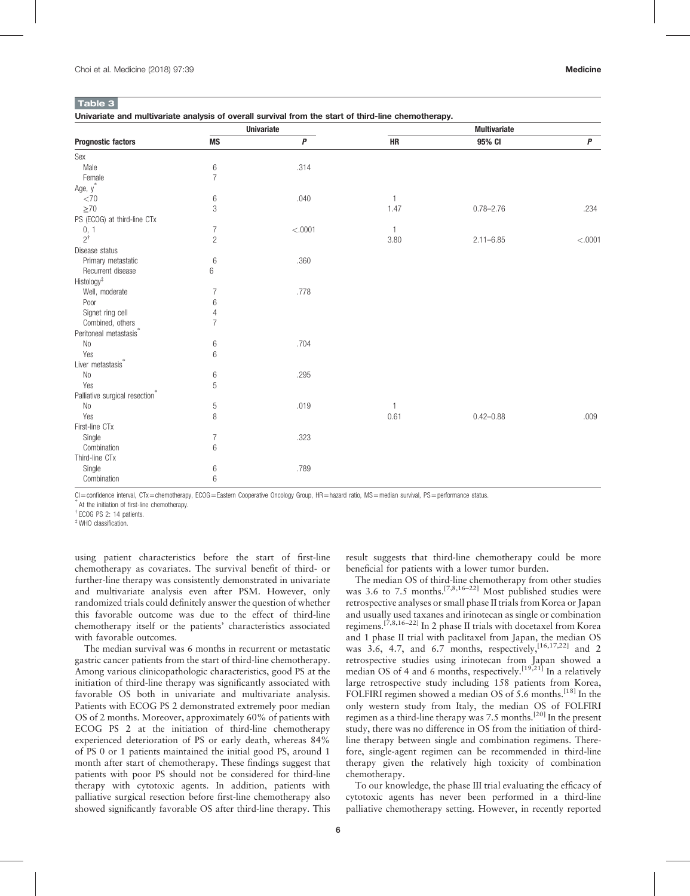**Table 3**

**Univariate and multivariate analysis of overall survival from the start of third-line chemotherapy.**

| Prognostic factors | Univariate | | Multivariate | | |
|---|---|---|---|---|---|
| | MS | P | HR | 95% CI | P |
| Sex | | | | | |
| Male | 6 | .314 | | | |
| Female | 7 | | | | |
| Age, y* | | | | | |
| <70 | 6 | .040 | 1 | | |
| ≥70 | 3 | | 1.47 | 0.78–2.76 | .234 |
| PS (ECOG) at third-line CTx | | | | | |
| 0, 1 | 7 | <.0001 | 1 | | |
| 2† | 2 | | 3.80 | 2.11–6.85 | <.0001 |
| Disease status | | | | | |
| Primary metastatic | 6 | .360 | | | |
| Recurrent disease | 6 | | | | |
| Histology‡ | | | | | |
| Well, moderate | 7 | .778 | | | |
| Poor | 6 | | | | |
| Signet ring cell | 4 | | | | |
| Combined, others | 7 | | | | |
| Peritoneal metastasis* | | | | | |
| No | 6 | .704 | | | |
| Yes | 6 | | | | |
| Liver metastasis* | | | | | |
| No | 6 | .295 | | | |
| Yes | 5 | | | | |
| Palliative surgical resection* | | | | | |
| No | 5 | .019 | 1 | | |
| Yes | 8 | | 0.61 | 0.42–0.88 | .009 |
| First-line CTx | | | | | |
| Single | 7 | .323 | | | |
| Combination | 6 | | | | |
| Third-line CTx | | | | | |
| Single | 6 | .789 | | | |
| Combination | 6 | | | | |

CI = confidence interval, CTx = chemotherapy, ECOG = Eastern Cooperative Oncology Group, HR = hazard ratio, MS = median survival, PS = performance status.

\* At the initiation of first-line chemotherapy.

† ECOG PS 2: 14 patients.

‡ WHO classification.

using patient characteristics before the start of first-line chemotherapy as covariates. The survival benefit of third- or further-line therapy was consistently demonstrated in univariate and multivariate analysis even after PSM. However, only randomized trials could definitely answer the question of whether this favorable outcome was due to the effect of third-line chemotherapy itself or the patients' characteristics associated with favorable outcomes.

The median survival was 6 months in recurrent or metastatic gastric cancer patients from the start of third-line chemotherapy. Among various clinicopathologic characteristics, good PS at the initiation of third-line therapy was significantly associated with favorable OS both in univariate and multivariate analysis. Patients with ECOG PS 2 demonstrated extremely poor median OS of 2 months. Moreover, approximately 60% of patients with ECOG PS 2 at the initiation of third-line chemotherapy experienced deterioration of PS or early death, whereas 84% of PS 0 or 1 patients maintained the initial good PS, around 1 month after start of chemotherapy. These findings suggest that patients with poor PS should not be considered for third-line therapy with cytotoxic agents. In addition, patients with palliative surgical resection before first-line chemotherapy also showed significantly favorable OS after third-line therapy. This result suggests that third-line chemotherapy could be more beneficial for patients with a lower tumor burden.

The median OS of third-line chemotherapy from other studies was 3.6 to 7.5 months.[7,8,16–22] Most published studies were retrospective analyses or small phase II trials from Korea or Japan and usually used taxanes and irinotecan as single or combination regimens.[7,8,16–22] In 2 phase II trials with docetaxel from Korea and 1 phase II trial with paclitaxel from Japan, the median OS was 3.6, 4.7, and 6.7 months, respectively,[16,17,22] and 2 retrospective studies using irinotecan from Japan showed a median OS of 4 and 6 months, respectively.[19,21] In a relatively large retrospective study including 158 patients from Korea, FOLFIRI regimen showed a median OS of 5.6 months.[18] In the only western study from Italy, the median OS of FOLFIRI regimen as a third-line therapy was 7.5 months.[20] In the present study, there was no difference in OS from the initiation of third-line therapy between single and combination regimens. Therefore, single-agent regimen can be recommended in third-line therapy given the relatively high toxicity of combination chemotherapy.

To our knowledge, the phase III trial evaluating the efficacy of cytotoxic agents has never been performed in a third-line palliative chemotherapy setting. However, in recently reported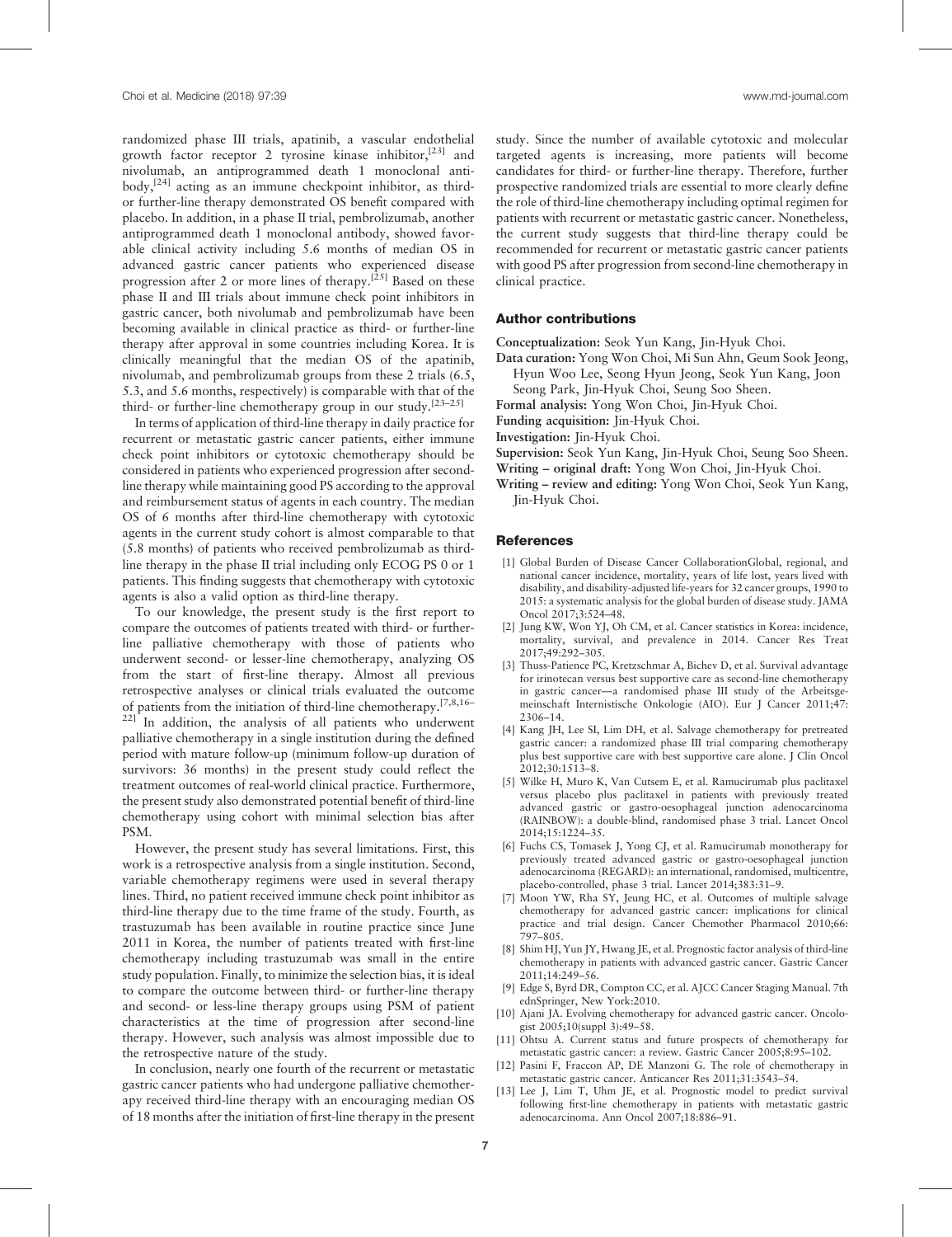randomized phase III trials, apatinib, a vascular endothelial growth factor receptor 2 tyrosine kinase inhibitor,[23] and nivolumab, an antiprogrammed death 1 monoclonal antibody,[24] acting as an immune checkpoint inhibitor, as third- or further-line therapy demonstrated OS benefit compared with placebo. In addition, in a phase II trial, pembrolizumab, another antiprogrammed death 1 monoclonal antibody, showed favorable clinical activity including 5.6 months of median OS in advanced gastric cancer patients who experienced disease progression after 2 or more lines of therapy.[25] Based on these phase II and III trials about immune check point inhibitors in gastric cancer, both nivolumab and pembrolizumab have been becoming available in clinical practice as third- or further-line therapy after approval in some countries including Korea. It is clinically meaningful that the median OS of the apatinib, nivolumab, and pembrolizumab groups from these 2 trials (6.5, 5.3, and 5.6 months, respectively) is comparable with that of the third- or further-line chemotherapy group in our study.[23–25]

In terms of application of third-line therapy in daily practice for recurrent or metastatic gastric cancer patients, either immune check point inhibitors or cytotoxic chemotherapy should be considered in patients who experienced progression after second-line therapy while maintaining good PS according to the approval and reimbursement status of agents in each country. The median OS of 6 months after third-line chemotherapy with cytotoxic agents in the current study cohort is almost comparable to that (5.8 months) of patients who received pembrolizumab as third-line therapy in the phase II trial including only ECOG PS 0 or 1 patients. This finding suggests that chemotherapy with cytotoxic agents is also a valid option as third-line therapy.

To our knowledge, the present study is the first report to compare the outcomes of patients treated with third- or further-line palliative chemotherapy with those of patients who underwent second- or lesser-line chemotherapy, analyzing OS from the start of first-line therapy. Almost all previous retrospective analyses or clinical trials evaluated the outcome of patients from the initiation of third-line chemotherapy.[7,8,16–22] In addition, the analysis of all patients who underwent palliative chemotherapy in a single institution during the defined period with mature follow-up (minimum follow-up duration of survivors: 36 months) in the present study could reflect the treatment outcomes of real-world clinical practice. Furthermore, the present study also demonstrated potential benefit of third-line chemotherapy using cohort with minimal selection bias after PSM.

However, the present study has several limitations. First, this work is a retrospective analysis from a single institution. Second, variable chemotherapy regimens were used in several therapy lines. Third, no patient received immune check point inhibitor as third-line therapy due to the time frame of the study. Fourth, as trastuzumab has been available in routine practice since June 2011 in Korea, the number of patients treated with first-line chemotherapy including trastuzumab was small in the entire study population. Finally, to minimize the selection bias, it is ideal to compare the outcome between third- or further-line therapy and second- or less-line therapy groups using PSM of patient characteristics at the time of progression after second-line therapy. However, such analysis was almost impossible due to the retrospective nature of the study.

In conclusion, nearly one fourth of the recurrent or metastatic gastric cancer patients who had undergone palliative chemotherapy received third-line therapy with an encouraging median OS of 18 months after the initiation of first-line therapy in the present study. Since the number of available cytotoxic and molecular targeted agents is increasing, more patients will become candidates for third- or further-line therapy. Therefore, further prospective randomized trials are essential to more clearly define the role of third-line chemotherapy including optimal regimen for patients with recurrent or metastatic gastric cancer. Nonetheless, the current study suggests that third-line therapy could be recommended for recurrent or metastatic gastric cancer patients with good PS after progression from second-line chemotherapy in clinical practice.

## Author contributions

**Conceptualization:** Seok Yun Kang, Jin-Hyuk Choi.

**Data curation:** Yong Won Choi, Mi Sun Ahn, Geum Sook Jeong, Hyun Woo Lee, Seong Hyun Jeong, Seok Yun Kang, Joon Seong Park, Jin-Hyuk Choi, Seung Soo Sheen.

**Formal analysis:** Yong Won Choi, Jin-Hyuk Choi.

**Funding acquisition:** Jin-Hyuk Choi.

**Investigation:** Jin-Hyuk Choi.

**Supervision:** Seok Yun Kang, Jin-Hyuk Choi, Seung Soo Sheen.

**Writing – original draft:** Yong Won Choi, Jin-Hyuk Choi.

**Writing – review and editing:** Yong Won Choi, Seok Yun Kang, Jin-Hyuk Choi.

## References

[1] Global Burden of Disease Cancer CollaborationGlobal, regional, and national cancer incidence, mortality, years of life lost, years lived with disability, and disability-adjusted life-years for 32 cancer groups, 1990 to 2015: a systematic analysis for the global burden of disease study. JAMA Oncol 2017;3:524–48.

[2] Jung KW, Won YJ, Oh CM, et al. Cancer statistics in Korea: incidence, mortality, survival, and prevalence in 2014. Cancer Res Treat 2017;49:292–305.

[3] Thuss-Patience PC, Kretzschmar A, Bichev D, et al. Survival advantage for irinotecan versus best supportive care as second-line chemotherapy in gastric cancer—a randomised phase III study of the Arbeitsgemeinschaft Internistische Onkologie (AIO). Eur J Cancer 2011;47: 2306–14.

[4] Kang JH, Lee SI, Lim DH, et al. Salvage chemotherapy for pretreated gastric cancer: a randomized phase III trial comparing chemotherapy plus best supportive care with best supportive care alone. J Clin Oncol 2012;30:1513–8.

[5] Wilke H, Muro K, Van Cutsem E, et al. Ramucirumab plus paclitaxel versus placebo plus paclitaxel in patients with previously treated advanced gastric or gastro-oesophageal junction adenocarcinoma (RAINBOW): a double-blind, randomised phase 3 trial. Lancet Oncol 2014;15:1224–35.

[6] Fuchs CS, Tomasek J, Yong CJ, et al. Ramucirumab monotherapy for previously treated advanced gastric or gastro-oesophageal junction adenocarcinoma (REGARD): an international, randomised, multicentre, placebo-controlled, phase 3 trial. Lancet 2014;383:31–9.

[7] Moon YW, Rha SY, Jeung HC, et al. Outcomes of multiple salvage chemotherapy for advanced gastric cancer: implications for clinical practice and trial design. Cancer Chemother Pharmacol 2010;66: 797–805.

[8] Shim HJ, Yun JY, Hwang JE, et al. Prognostic factor analysis of third-line chemotherapy in patients with advanced gastric cancer. Gastric Cancer 2011;14:249–56.

[9] Edge S, Byrd DR, Compton CC, et al. AJCC Cancer Staging Manual. 7th ednSpringer, New York:2010.

[10] Ajani JA. Evolving chemotherapy for advanced gastric cancer. Oncologist 2005;10(suppl 3):49–58.

[11] Ohtsu A. Current status and future prospects of chemotherapy for metastatic gastric cancer: a review. Gastric Cancer 2005;8:95–102.

[12] Pasini F, Fraccon AP, DE Manzoni G. The role of chemotherapy in metastatic gastric cancer. Anticancer Res 2011;31:3543–54.

[13] Lee J, Lim T, Uhm JE, et al. Prognostic model to predict survival following first-line chemotherapy in patients with metastatic gastric adenocarcinoma. Ann Oncol 2007;18:886–91.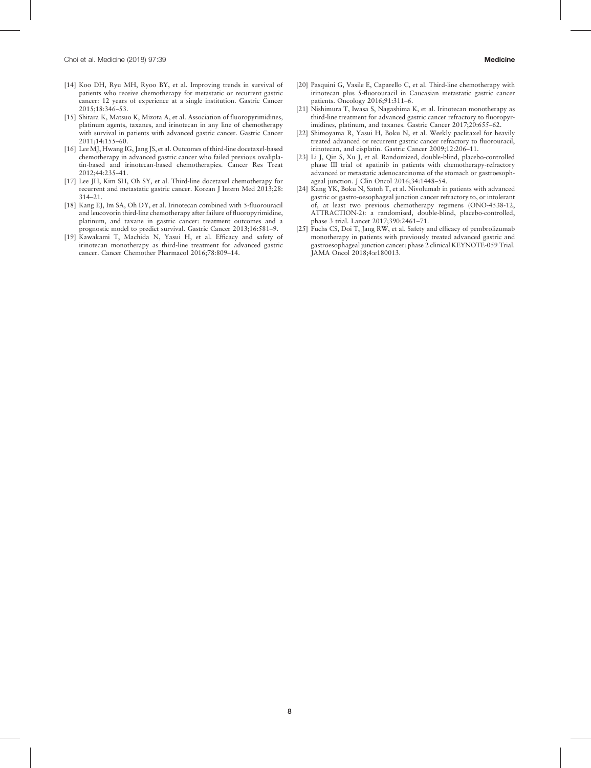[14] Koo DH, Ryu MH, Ryoo BY, et al. Improving trends in survival of patients who receive chemotherapy for metastatic or recurrent gastric cancer: 12 years of experience at a single institution. Gastric Cancer 2015;18:346–53.

[15] Shitara K, Matsuo K, Mizota A, et al. Association of fluoropyrimidines, platinum agents, taxanes, and irinotecan in any line of chemotherapy with survival in patients with advanced gastric cancer. Gastric Cancer 2011;14:155–60.

[16] Lee MJ, Hwang IG, Jang JS, et al. Outcomes of third-line docetaxel-based chemotherapy in advanced gastric cancer who failed previous oxaliplatin-based and irinotecan-based chemotherapies. Cancer Res Treat 2012;44:235–41.

[17] Lee JH, Kim SH, Oh SY, et al. Third-line docetaxel chemotherapy for recurrent and metastatic gastric cancer. Korean J Intern Med 2013;28: 314–21.

[18] Kang EJ, Im SA, Oh DY, et al. Irinotecan combined with 5-fluorouracil and leucovorin third-line chemotherapy after failure of fluoropyrimidine, platinum, and taxane in gastric cancer: treatment outcomes and a prognostic model to predict survival. Gastric Cancer 2013;16:581–9.

[19] Kawakami T, Machida N, Yasui H, et al. Efficacy and safety of irinotecan monotherapy as third-line treatment for advanced gastric cancer. Cancer Chemother Pharmacol 2016;78:809–14.

[20] Pasquini G, Vasile E, Caparello C, et al. Third-line chemotherapy with irinotecan plus 5-fluorouracil in Caucasian metastatic gastric cancer patients. Oncology 2016;91:311–6.

[21] Nishimura T, Iwasa S, Nagashima K, et al. Irinotecan monotherapy as third-line treatment for advanced gastric cancer refractory to fluoropyrimidines, platinum, and taxanes. Gastric Cancer 2017;20:655–62.

[22] Shimoyama R, Yasui H, Boku N, et al. Weekly paclitaxel for heavily treated advanced or recurrent gastric cancer refractory to fluorouracil, irinotecan, and cisplatin. Gastric Cancer 2009;12:206–11.

[23] Li J, Qin S, Xu J, et al. Randomized, double-blind, placebo-controlled phase III trial of apatinib in patients with chemotherapy-refractory advanced or metastatic adenocarcinoma of the stomach or gastroesophageal junction. J Clin Oncol 2016;34:1448–54.

[24] Kang YK, Boku N, Satoh T, et al. Nivolumab in patients with advanced gastric or gastro-oesophageal junction cancer refractory to, or intolerant of, at least two previous chemotherapy regimens (ONO-4538-12, ATTRACTION-2): a randomised, double-blind, placebo-controlled, phase 3 trial. Lancet 2017;390:2461–71.

[25] Fuchs CS, Doi T, Jang RW, et al. Safety and efficacy of pembrolizumab monotherapy in patients with previously treated advanced gastric and gastroesophageal junction cancer: phase 2 clinical KEYNOTE-059 Trial. JAMA Oncol 2018;4:e180013.